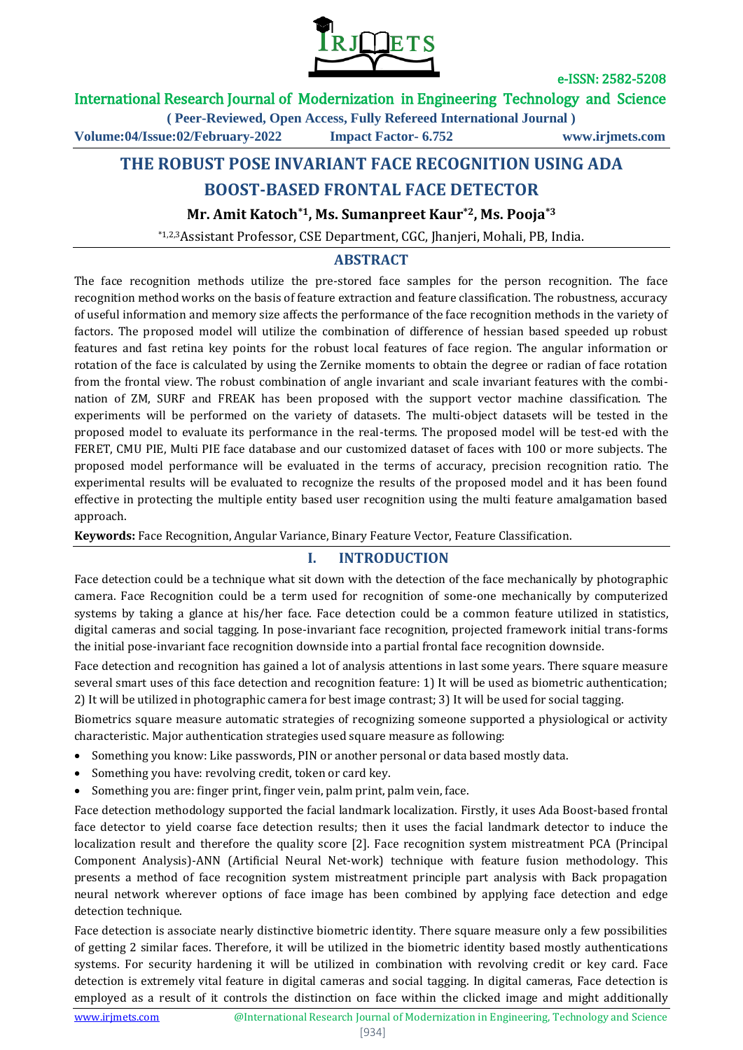# THE ROBUST POSE INVARIANT FACE RECOGNITION USING ADA BOOST-BASED FRONTAL FACE DETECTOR

**Mr. Amit Katoch[*1], Ms. Sumanpreet Kaur[*2], Ms. Pooja[*3]**

[*1,2,3]Assistant Professor, CSE Department, CGC, Jhanjeri, Mohali, PB, India.

## ABSTRACT

The face recognition methods utilize the pre-stored face samples for the person recognition. The face recognition method works on the basis of feature extraction and feature classification. The robustness, accuracy of useful information and memory size affects the performance of the face recognition methods in the variety of factors. The proposed model will utilize the combination of difference of hessian based speeded up robust features and fast retina key points for the robust local features of face region. The angular information or rotation of the face is calculated by using the Zernike moments to obtain the degree or radian of face rotation from the frontal view. The robust combination of angle invariant and scale invariant features with the combination of ZM, SURF and FREAK has been proposed with the support vector machine classification. The experiments will be performed on the variety of datasets. The multi-object datasets will be tested in the proposed model to evaluate its performance in the real-terms. The proposed model will be test-ed with the FERET, CMU PIE, Multi PIE face database and our customized dataset of faces with 100 or more subjects. The proposed model performance will be evaluated in the terms of accuracy, precision recognition ratio. The experimental results will be evaluated to recognize the results of the proposed model and it has been found effective in protecting the multiple entity based user recognition using the multi feature amalgamation based approach.

**Keywords:** Face Recognition, Angular Variance, Binary Feature Vector, Feature Classification.

## I. INTRODUCTION

Face detection could be a technique what sit down with the detection of the face mechanically by photographic camera. Face Recognition could be a term used for recognition of some-one mechanically by computerized systems by taking a glance at his/her face. Face detection could be a common feature utilized in statistics, digital cameras and social tagging. In pose-invariant face recognition, projected framework initial trans-forms the initial pose-invariant face recognition downside into a partial frontal face recognition downside.

Face detection and recognition has gained a lot of analysis attentions in last some years. There square measure several smart uses of this face detection and recognition feature: 1) It will be used as biometric authentication; 2) It will be utilized in photographic camera for best image contrast; 3) It will be used for social tagging.

Biometrics square measure automatic strategies of recognizing someone supported a physiological or activity characteristic. Major authentication strategies used square measure as following:

- Something you know: Like passwords, PIN or another personal or data based mostly data.
- Something you have: revolving credit, token or card key.
- Something you are: finger print, finger vein, palm print, palm vein, face.

Face detection methodology supported the facial landmark localization. Firstly, it uses Ada Boost-based frontal face detector to yield coarse face detection results; then it uses the facial landmark detector to induce the localization result and therefore the quality score [2]. Face recognition system mistreatment PCA (Principal Component Analysis)-ANN (Artificial Neural Net-work) technique with feature fusion methodology. This presents a method of face recognition system mistreatment principle part analysis with Back propagation neural network wherever options of face image has been combined by applying face detection and edge detection technique.

Face detection is associate nearly distinctive biometric identity. There square measure only a few possibilities of getting 2 similar faces. Therefore, it will be utilized in the biometric identity based mostly authentications systems. For security hardening it will be utilized in combination with revolving credit or key card. Face detection is extremely vital feature in digital cameras and social tagging. In digital cameras, Face detection is employed as a result of it controls the distinction on face within the clicked image and might additionally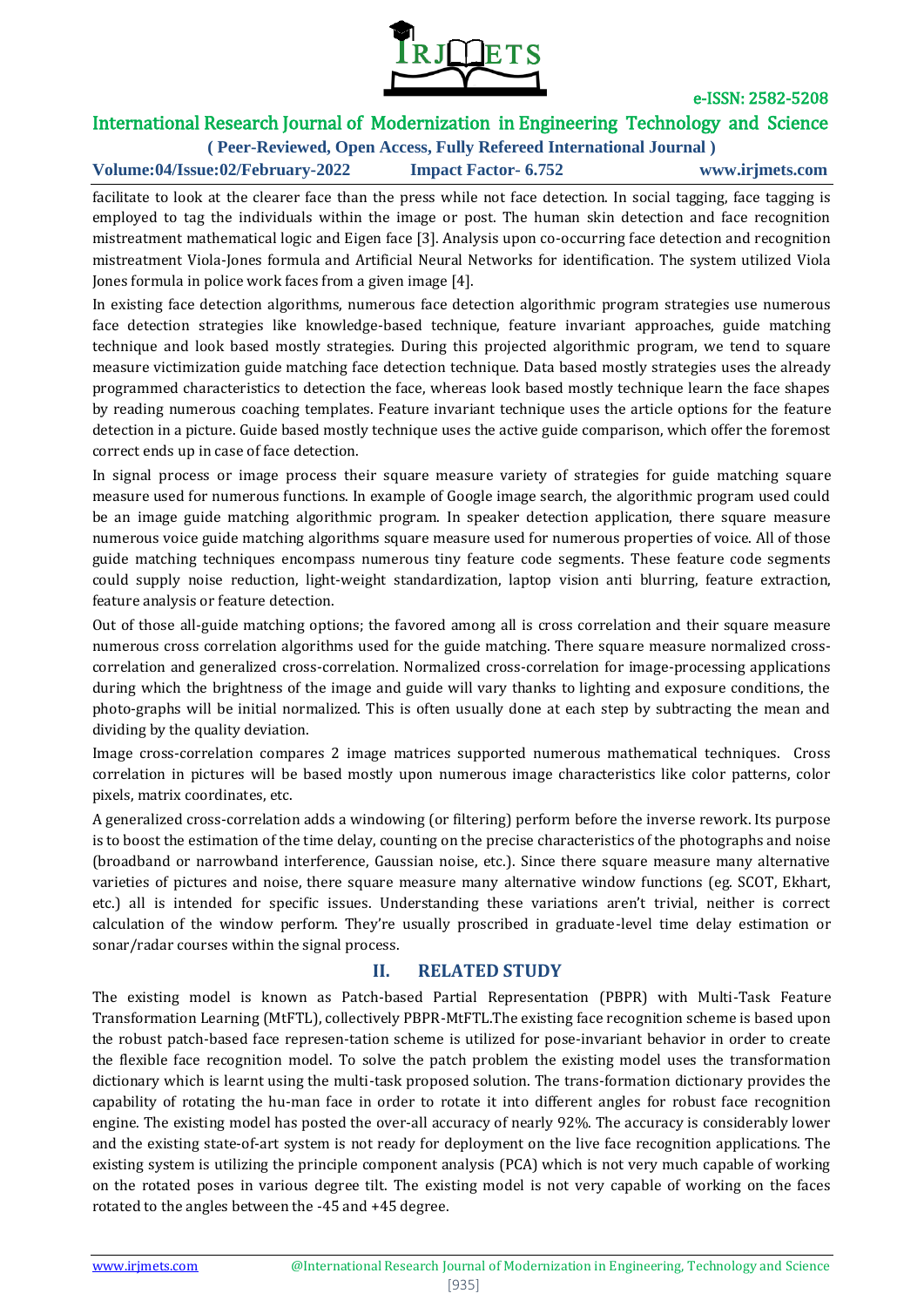facilitate to look at the clearer face than the press while not face detection. In social tagging, face tagging is employed to tag the individuals within the image or post. The human skin detection and face recognition mistreatment mathematical logic and Eigen face [3]. Analysis upon co-occurring face detection and recognition mistreatment Viola-Jones formula and Artificial Neural Networks for identification. The system utilized Viola Jones formula in police work faces from a given image [4].

In existing face detection algorithms, numerous face detection algorithmic program strategies use numerous face detection strategies like knowledge-based technique, feature invariant approaches, guide matching technique and look based mostly strategies. During this projected algorithmic program, we tend to square measure victimization guide matching face detection technique. Data based mostly strategies uses the already programmed characteristics to detection the face, whereas look based mostly technique learn the face shapes by reading numerous coaching templates. Feature invariant technique uses the article options for the feature detection in a picture. Guide based mostly technique uses the active guide comparison, which offer the foremost correct ends up in case of face detection.

In signal process or image process their square measure variety of strategies for guide matching square measure used for numerous functions. In example of Google image search, the algorithmic program used could be an image guide matching algorithmic program. In speaker detection application, there square measure numerous voice guide matching algorithms square measure used for numerous properties of voice. All of those guide matching techniques encompass numerous tiny feature code segments. These feature code segments could supply noise reduction, light-weight standardization, laptop vision anti blurring, feature extraction, feature analysis or feature detection.

Out of those all-guide matching options; the favored among all is cross correlation and their square measure numerous cross correlation algorithms used for the guide matching. There square measure normalized cross-correlation and generalized cross-correlation. Normalized cross-correlation for image-processing applications during which the brightness of the image and guide will vary thanks to lighting and exposure conditions, the photo-graphs will be initial normalized. This is often usually done at each step by subtracting the mean and dividing by the quality deviation.

Image cross-correlation compares 2 image matrices supported numerous mathematical techniques. Cross correlation in pictures will be based mostly upon numerous image characteristics like color patterns, color pixels, matrix coordinates, etc.

A generalized cross-correlation adds a windowing (or filtering) perform before the inverse rework. Its purpose is to boost the estimation of the time delay, counting on the precise characteristics of the photographs and noise (broadband or narrowband interference, Gaussian noise, etc.). Since there square measure many alternative varieties of pictures and noise, there square measure many alternative window functions (eg. SCOT, Ekhart, etc.) all is intended for specific issues. Understanding these variations aren't trivial, neither is correct calculation of the window perform. They're usually proscribed in graduate-level time delay estimation or sonar/radar courses within the signal process.

## II. RELATED STUDY

The existing model is known as Patch-based Partial Representation (PBPR) with Multi-Task Feature Transformation Learning (MtFTL), collectively PBPR-MtFTL.The existing face recognition scheme is based upon the robust patch-based face represen-tation scheme is utilized for pose-invariant behavior in order to create the flexible face recognition model. To solve the patch problem the existing model uses the transformation dictionary which is learnt using the multi-task proposed solution. The trans-formation dictionary provides the capability of rotating the hu-man face in order to rotate it into different angles for robust face recognition engine. The existing model has posted the over-all accuracy of nearly 92%. The accuracy is considerably lower and the existing state-of-art system is not ready for deployment on the live face recognition applications. The existing system is utilizing the principle component analysis (PCA) which is not very much capable of working on the rotated poses in various degree tilt. The existing model is not very capable of working on the faces rotated to the angles between the -45 and +45 degree.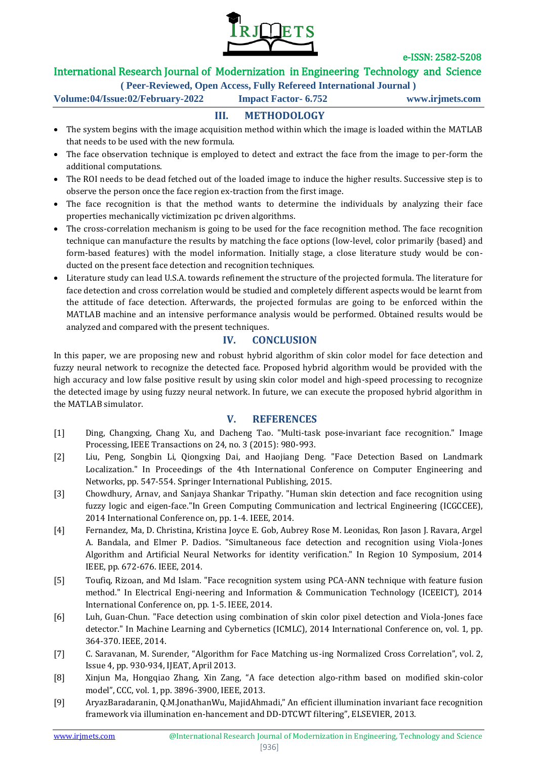## III. METHODOLOGY

- The system begins with the image acquisition method within which the image is loaded within the MATLAB that needs to be used with the new formula.
- The face observation technique is employed to detect and extract the face from the image to per-form the additional computations.
- The ROI needs to be dead fetched out of the loaded image to induce the higher results. Successive step is to observe the person once the face region ex-traction from the first image.
- The face recognition is that the method wants to determine the individuals by analyzing their face properties mechanically victimization pc driven algorithms.
- The cross-correlation mechanism is going to be used for the face recognition method. The face recognition technique can manufacture the results by matching the face options (low-level, color primarily {based} and form-based features) with the model information. Initially stage, a close literature study would be con-ducted on the present face detection and recognition techniques.
- Literature study can lead U.S.A. towards refinement the structure of the projected formula. The literature for face detection and cross correlation would be studied and completely different aspects would be learnt from the attitude of face detection. Afterwards, the projected formulas are going to be enforced within the MATLAB machine and an intensive performance analysis would be performed. Obtained results would be analyzed and compared with the present techniques.

## IV. CONCLUSION

In this paper, we are proposing new and robust hybrid algorithm of skin color model for face detection and fuzzy neural network to recognize the detected face. Proposed hybrid algorithm would be provided with the high accuracy and low false positive result by using skin color model and high-speed processing to recognize the detected image by using fuzzy neural network. In future, we can execute the proposed hybrid algorithm in the MATLAB simulator.

## V. REFERENCES

[1] Ding, Changxing, Chang Xu, and Dacheng Tao. "Multi-task pose-invariant face recognition." Image Processing, IEEE Transactions on 24, no. 3 (2015): 980-993.

[2] Liu, Peng, Songbin Li, Qiongxing Dai, and Haojiang Deng. "Face Detection Based on Landmark Localization." In Proceedings of the 4th International Conference on Computer Engineering and Networks, pp. 547-554. Springer International Publishing, 2015.

[3] Chowdhury, Arnav, and Sanjaya Shankar Tripathy. "Human skin detection and face recognition using fuzzy logic and eigen-face."In Green Computing Communication and lectrical Engineering (ICGCCEE), 2014 International Conference on, pp. 1-4. IEEE, 2014.

[4] Fernandez, Ma, D. Christina, Kristina Joyce E. Gob, Aubrey Rose M. Leonidas, Ron Jason J. Ravara, Argel A. Bandala, and Elmer P. Dadios. "Simultaneous face detection and recognition using Viola-Jones Algorithm and Artificial Neural Networks for identity verification." In Region 10 Symposium, 2014 IEEE, pp. 672-676. IEEE, 2014.

[5] Toufiq, Rizoan, and Md Islam. "Face recognition system using PCA-ANN technique with feature fusion method." In Electrical Engi-neering and Information & Communication Technology (ICEEICT), 2014 International Conference on, pp. 1-5. IEEE, 2014.

[6] Luh, Guan-Chun. "Face detection using combination of skin color pixel detection and Viola-Jones face detector." In Machine Learning and Cybernetics (ICMLC), 2014 International Conference on, vol. 1, pp. 364-370. IEEE, 2014.

[7] C. Saravanan, M. Surender, "Algorithm for Face Matching us-ing Normalized Cross Correlation", vol. 2, Issue 4, pp. 930-934, IJEAT, April 2013.

[8] Xinjun Ma, Hongqiao Zhang, Xin Zang, "A face detection algo-rithm based on modified skin-color model", CCC, vol. 1, pp. 3896-3900, IEEE, 2013.

[9] AryazBaradaranin, Q.M.JonathanWu, MajidAhmadi," An efficient illumination invariant face recognition framework via illumination en-hancement and DD-DTCWT filtering", ELSEVIER, 2013.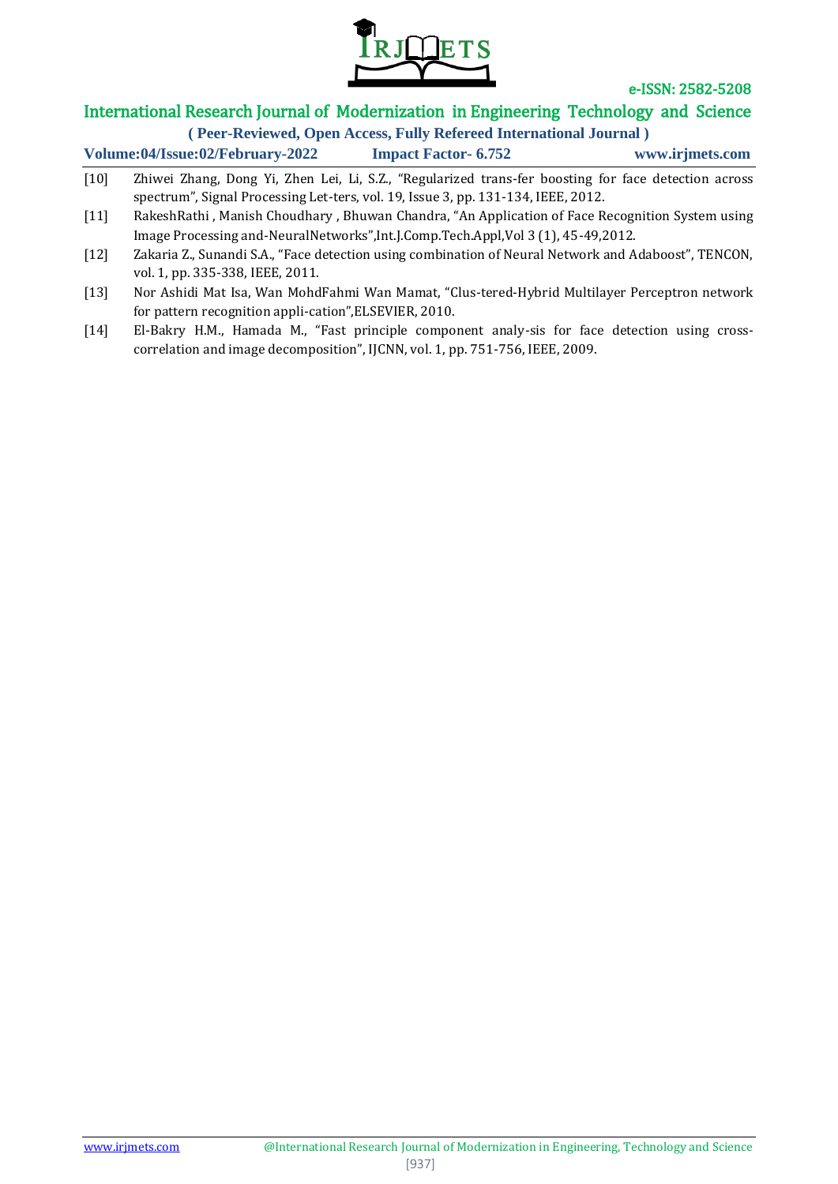[10] Zhiwei Zhang, Dong Yi, Zhen Lei, Li, S.Z., "Regularized trans-fer boosting for face detection across spectrum", Signal Processing Let-ters, vol. 19, Issue 3, pp. 131-134, IEEE, 2012.

[11] RakeshRathi , Manish Choudhary , Bhuwan Chandra, "An Application of Face Recognition System using Image Processing and-NeuralNetworks",Int.J.Comp.Tech.Appl,Vol 3 (1), 45-49,2012.

[12] Zakaria Z., Sunandi S.A., "Face detection using combination of Neural Network and Adaboost", TENCON, vol. 1, pp. 335-338, IEEE, 2011.

[13] Nor Ashidi Mat Isa, Wan MohdFahmi Wan Mamat, "Clus-tered-Hybrid Multilayer Perceptron network for pattern recognition appli-cation",ELSEVIER, 2010.

[14] El-Bakry H.M., Hamada M., "Fast principle component analy-sis for face detection using cross-correlation and image decomposition", IJCNN, vol. 1, pp. 751-756, IEEE, 2009.